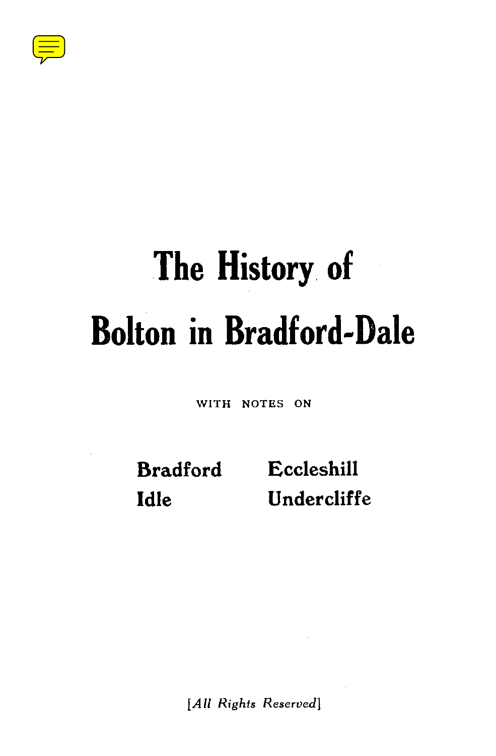# The History of Bolton in Bradford-Dale

WITH NOTES ON

Bradford — Eccleshill

Idle — Undercliffe

*[All Rights Reserved]*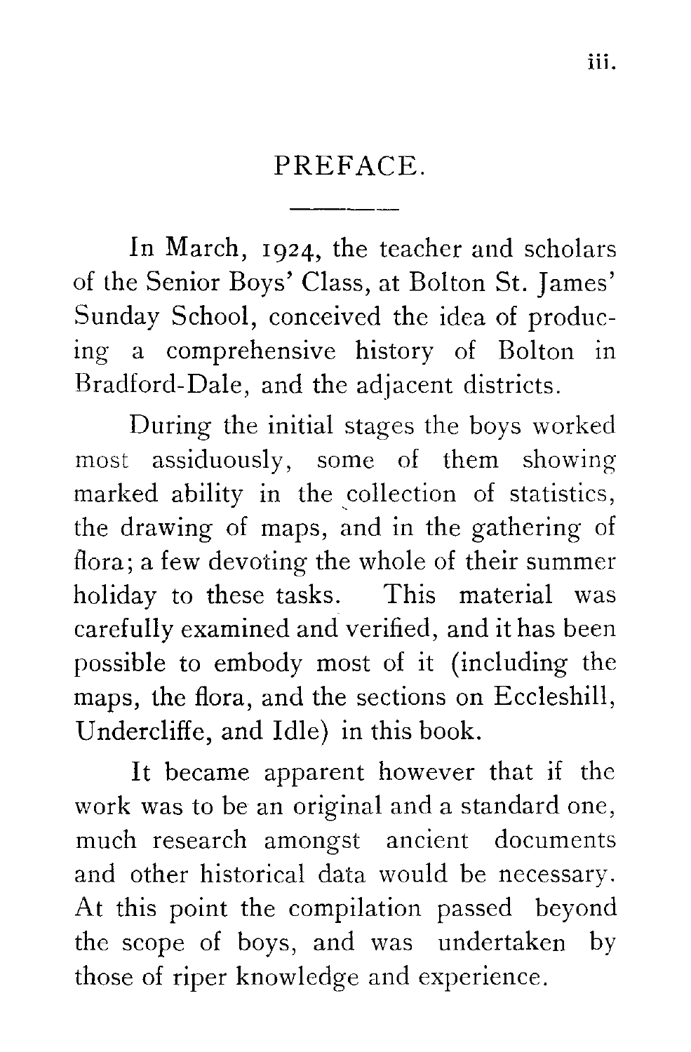# PREFACE.

In March, 1924, the teacher and scholars of the Senior Boys' Class, at Bolton St. James' Sunday School, conceived the idea of producing a comprehensive history of Bolton in Bradford-Dale, and the adjacent districts.

During the initial stages the boys worked most assiduously, some of them showing marked ability in the collection of statistics, the drawing of maps, and in the gathering of flora; a few devoting the whole of their summer holiday to these tasks. This material was carefully examined and verified, and it has been possible to embody most of it (including the maps, the flora, and the sections on Eccleshill, Undercliffe, and Idle) in this book.

It became apparent however that if the work was to be an original and a standard one, much research amongst ancient documents and other historical data would be necessary. At this point the compilation passed beyond the scope of boys, and was undertaken by those of riper knowledge and experience.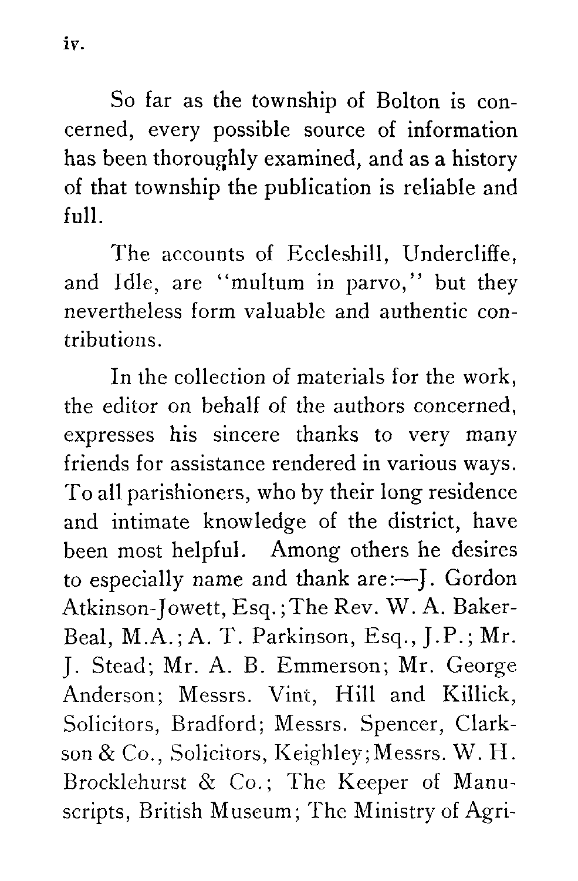So far as the township of Bolton is concerned, every possible source of information has been thoroughly examined, and as a history of that township the publication is reliable and full.

The accounts of Eccleshill, Undercliffe, and Idle, are "multum in parvo," but they nevertheless form valuable and authentic contributions.

In the collection of materials for the work, the editor on behalf of the authors concerned, expresses his sincere thanks to very many friends for assistance rendered in various ways. To all parishioners, who by their long residence and intimate knowledge of the district, have been most helpful. Among others he desires to especially name and thank are:—J. Gordon Atkinson-Jowett, Esq.; The Rev. W. A. Baker-Beal, M.A.; A. T. Parkinson, Esq., J.P.; Mr. J. Stead; Mr. A. B. Emmerson; Mr. George Anderson; Messrs. Vint, Hill and Killick, Solicitors, Bradford; Messrs. Spencer, Clarkson & Co., Solicitors, Keighley; Messrs. W. H. Brocklehurst & Co.; The Keeper of Manuscripts, British Museum; The Ministry of Agri-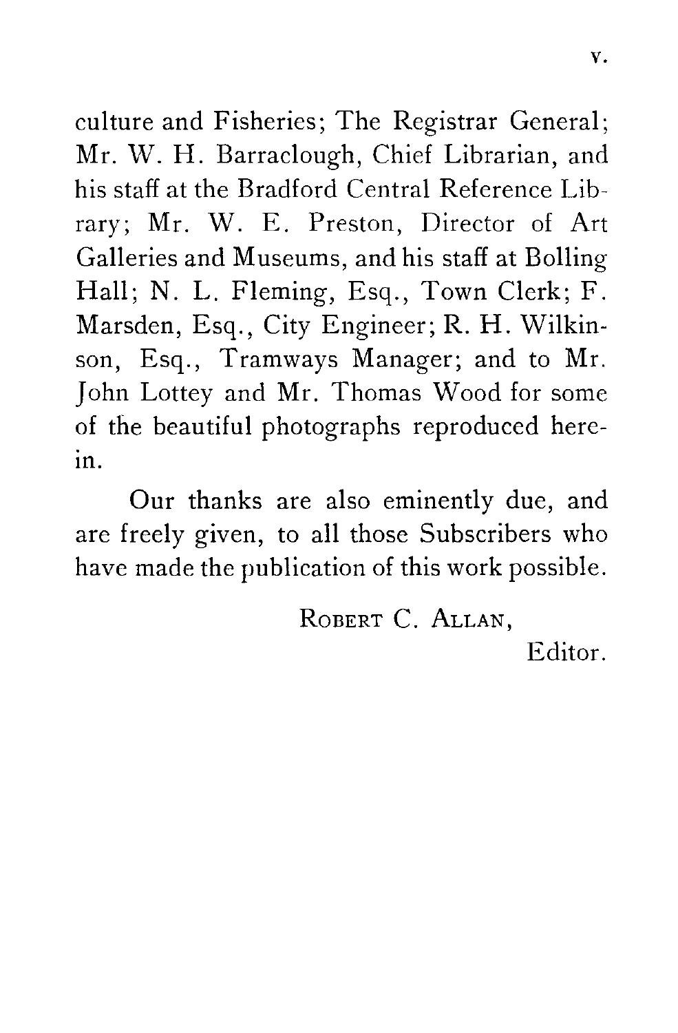culture and Fisheries; The Registrar General; Mr. W. H. Barraclough, Chief Librarian, and his staff at the Bradford Central Reference Library; Mr. W. E. Preston, Director of Art Galleries and Museums, and his staff at Bolling Hall; N. L. Fleming, Esq., Town Clerk; F. Marsden, Esq., City Engineer; R. H. Wilkinson, Esq., Tramways Manager; and to Mr. John Lottey and Mr. Thomas Wood for some of the beautiful photographs reproduced herein.

Our thanks are also eminently due, and are freely given, to all those Subscribers who have made the publication of this work possible.

ROBERT C. ALLAN,
Editor.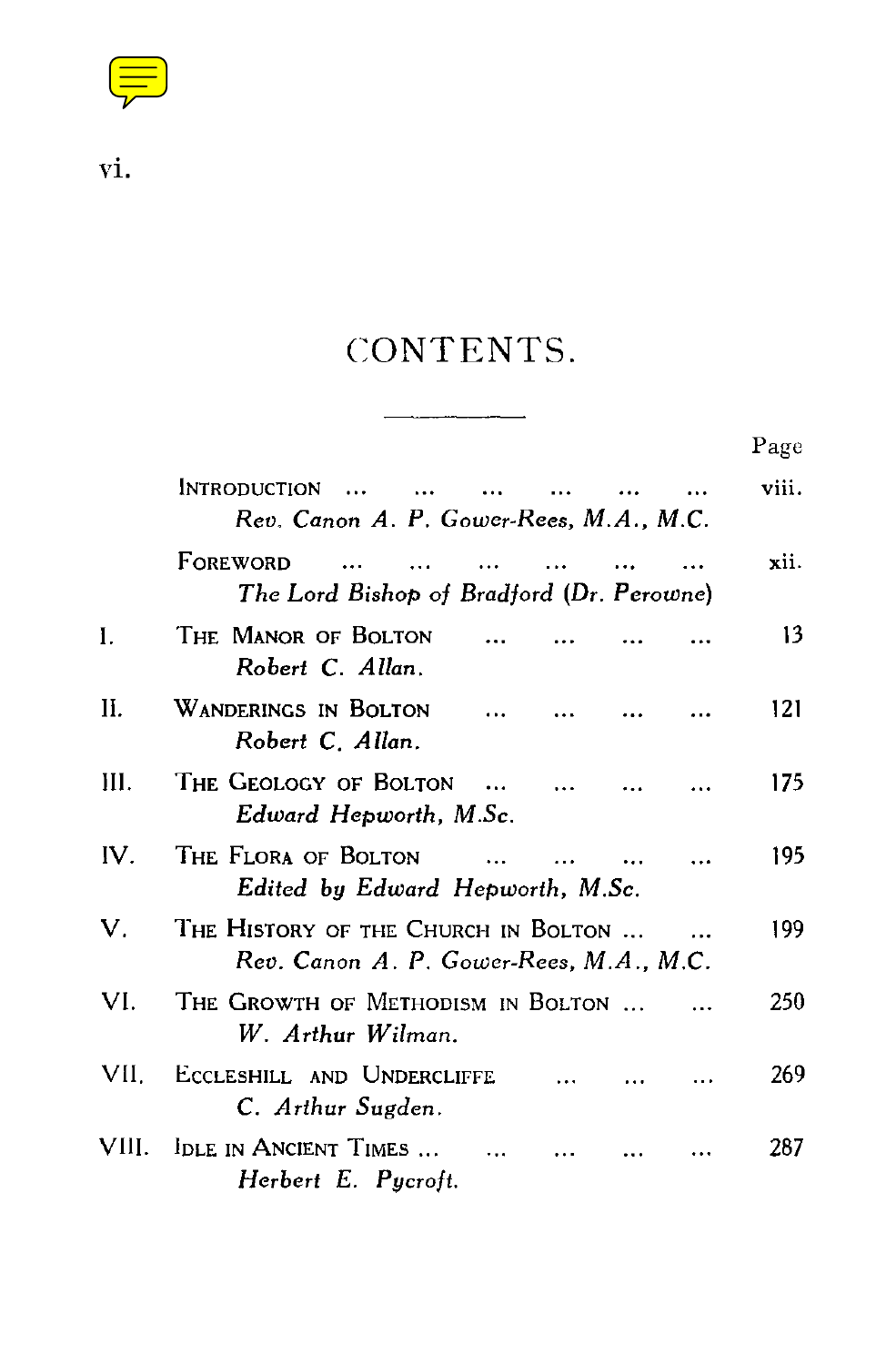# CONTENTS.

| | | Page |
|---|---|---|
| | INTRODUCTION ... ... ... ... ... ... <br> *Rev. Canon A. P. Gower-Rees, M.A., M.C.* | viii. |
| | FOREWORD ... ... ... ... ... ... <br> *The Lord Bishop of Bradford (Dr. Perowne)* | xii. |
| I. | THE MANOR OF BOLTON ... ... ... ... <br> *Robert C. Allan.* | 13 |
| II. | WANDERINGS IN BOLTON ... ... ... ... <br> *Robert C. Allan.* | 121 |
| III. | THE GEOLOGY OF BOLTON ... ... ... ... <br> *Edward Hepworth, M.Sc.* | 175 |
| IV. | THE FLORA OF BOLTON ... ... ... ... <br> *Edited by Edward Hepworth, M.Sc.* | 195 |
| V. | THE HISTORY OF THE CHURCH IN BOLTON ... ... <br> *Rev. Canon A. P. Gower-Rees, M.A., M.C.* | 199 |
| VI. | THE GROWTH OF METHODISM IN BOLTON ... ... <br> *W. Arthur Wilman.* | 250 |
| VII. | ECCLESHILL AND UNDERCLIFFE ... ... ... <br> *C. Arthur Sugden.* | 269 |
| VIII. | IDLE IN ANCIENT TIMES ... ... ... ... ... <br> *Herbert E. Pycroft.* | 287 |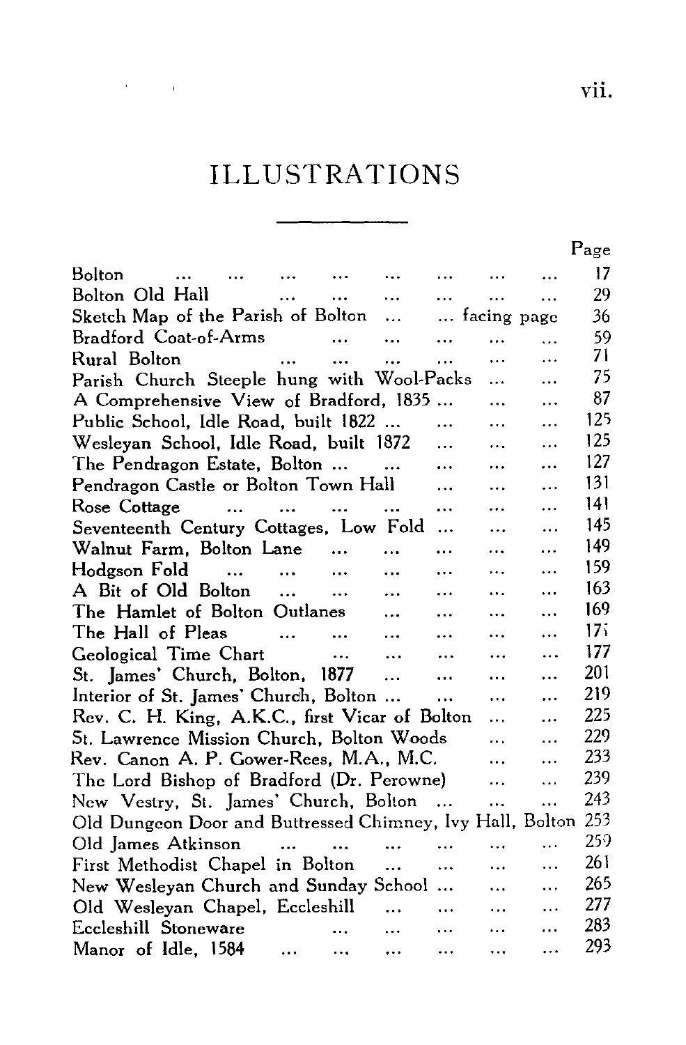# ILLUSTRATIONS

| | Page |
|---|---|
| Bolton | 17 |
| Bolton Old Hall | 29 |
| Sketch Map of the Parish of Bolton ... ... facing page | 36 |
| Bradford Coat-of-Arms | 59 |
| Rural Bolton | 71 |
| Parish Church Steeple hung with Wool-Packs | 75 |
| A Comprehensive View of Bradford, 1835 | 87 |
| Public School, Idle Road, built 1822 | 125 |
| Wesleyan School, Idle Road, built 1872 | 125 |
| The Pendragon Estate, Bolton | 127 |
| Pendragon Castle or Bolton Town Hall | 131 |
| Rose Cottage | 141 |
| Seventeenth Century Cottages, Low Fold | 145 |
| Walnut Farm, Bolton Lane | 149 |
| Hodgson Fold | 159 |
| A Bit of Old Bolton | 163 |
| The Hamlet of Bolton Outlanes | 169 |
| The Hall of Pleas | 171 |
| Geological Time Chart | 177 |
| St. James' Church, Bolton, 1877 | 201 |
| Interior of St. James' Church, Bolton | 219 |
| Rev. C. H. King, A.K.C., first Vicar of Bolton | 225 |
| St. Lawrence Mission Church, Bolton Woods | 229 |
| Rev. Canon A. P. Gower-Rees, M.A., M.C. | 233 |
| The Lord Bishop of Bradford (Dr. Perowne) | 239 |
| New Vestry, St. James' Church, Bolton | 243 |
| Old Dungeon Door and Buttressed Chimney, Ivy Hall, Bolton | 253 |
| Old James Atkinson | 259 |
| First Methodist Chapel in Bolton | 261 |
| New Wesleyan Church and Sunday School | 265 |
| Old Wesleyan Chapel, Eccleshill | 277 |
| Eccleshill Stoneware | 283 |
| Manor of Idle, 1584 | 293 |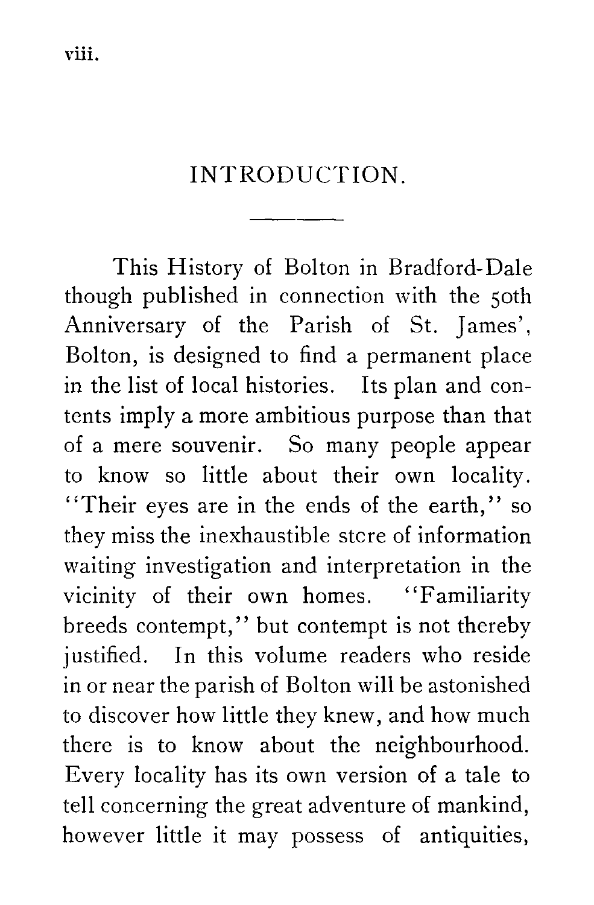# INTRODUCTION.

This History of Bolton in Bradford-Dale though published in connection with the 50th Anniversary of the Parish of St. James', Bolton, is designed to find a permanent place in the list of local histories. Its plan and contents imply a more ambitious purpose than that of a mere souvenir. So many people appear to know so little about their own locality. "Their eyes are in the ends of the earth," so they miss the inexhaustible store of information waiting investigation and interpretation in the vicinity of their own homes. "Familiarity breeds contempt," but contempt is not thereby justified. In this volume readers who reside in or near the parish of Bolton will be astonished to discover how little they knew, and how much there is to know about the neighbourhood. Every locality has its own version of a tale to tell concerning the great adventure of mankind, however little it may possess of antiquities,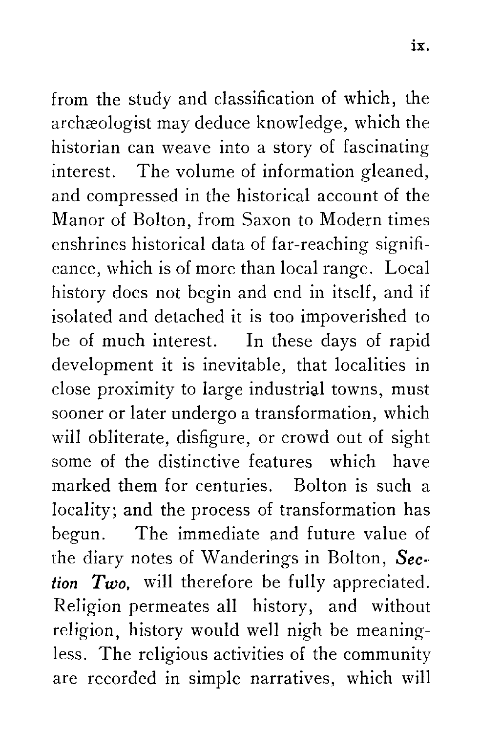from the study and classification of which, the archæologist may deduce knowledge, which the historian can weave into a story of fascinating interest. The volume of information gleaned, and compressed in the historical account of the Manor of Bolton, from Saxon to Modern times enshrines historical data of far-reaching significance, which is of more than local range. Local history does not begin and end in itself, and if isolated and detached it is too impoverished to be of much interest. In these days of rapid development it is inevitable, that localities in close proximity to large industrial towns, must sooner or later undergo a transformation, which will obliterate, disfigure, or crowd out of sight some of the distinctive features which have marked them for centuries. Bolton is such a locality; and the process of transformation has begun. The immediate and future value of the diary notes of Wanderings in Bolton, ***Section Two,*** will therefore be fully appreciated. Religion permeates all history, and without religion, history would well nigh be meaningless. The religious activities of the community are recorded in simple narratives, which will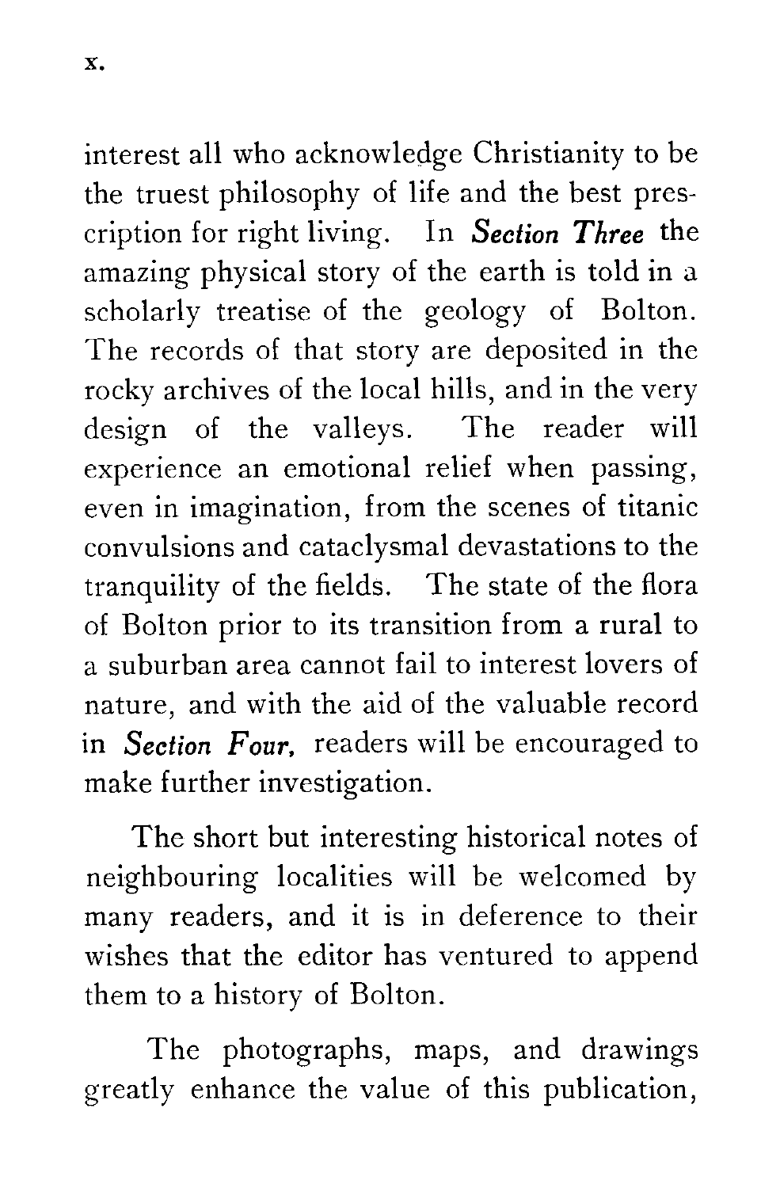interest all who acknowledge Christianity to be the truest philosophy of life and the best prescription for right living. In ***Section Three*** the amazing physical story of the earth is told in a scholarly treatise of the geology of Bolton. The records of that story are deposited in the rocky archives of the local hills, and in the very design of the valleys. The reader will experience an emotional relief when passing, even in imagination, from the scenes of titanic convulsions and cataclysmal devastations to the tranquility of the fields. The state of the flora of Bolton prior to its transition from a rural to a suburban area cannot fail to interest lovers of nature, and with the aid of the valuable record in ***Section Four,*** readers will be encouraged to make further investigation.

The short but interesting historical notes of neighbouring localities will be welcomed by many readers, and it is in deference to their wishes that the editor has ventured to append them to a history of Bolton.

The photographs, maps, and drawings greatly enhance the value of this publication,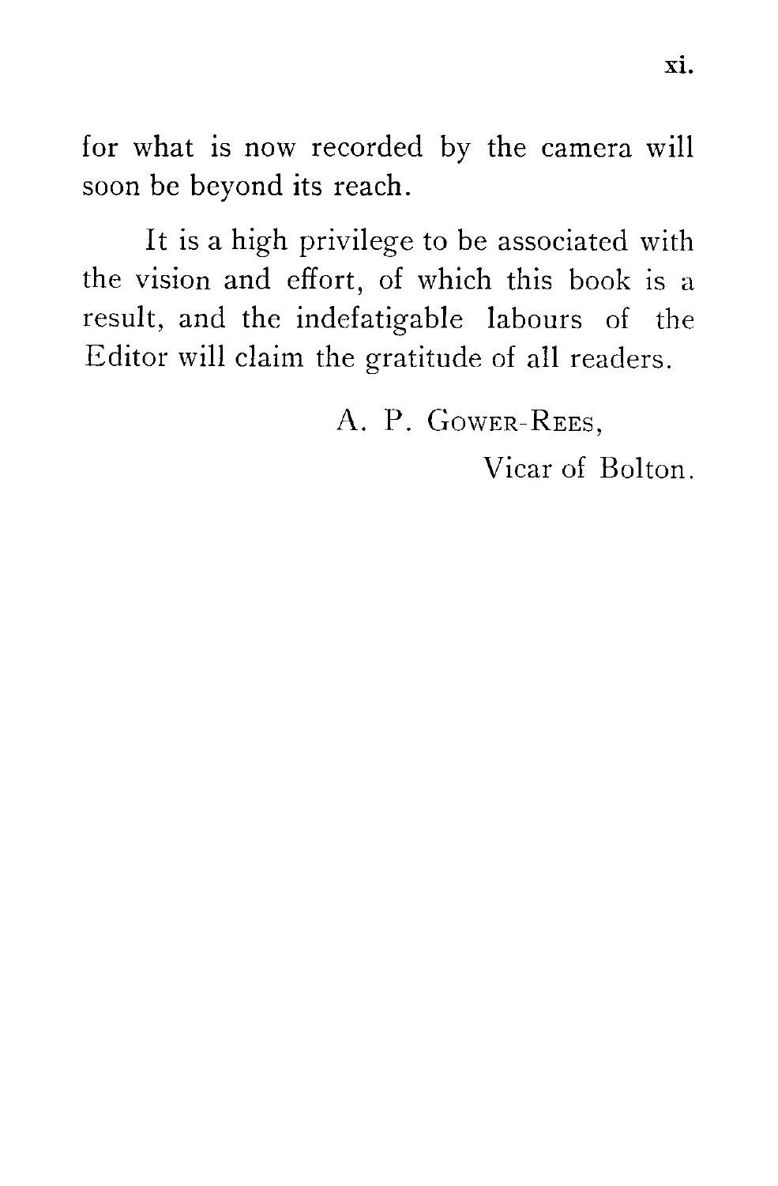for what is now recorded by the camera will soon be beyond its reach.

It is a high privilege to be associated with the vision and effort, of which this book is a result, and the indefatigable labours of the Editor will claim the gratitude of all readers.

A. P. Gower-Rees,
Vicar of Bolton.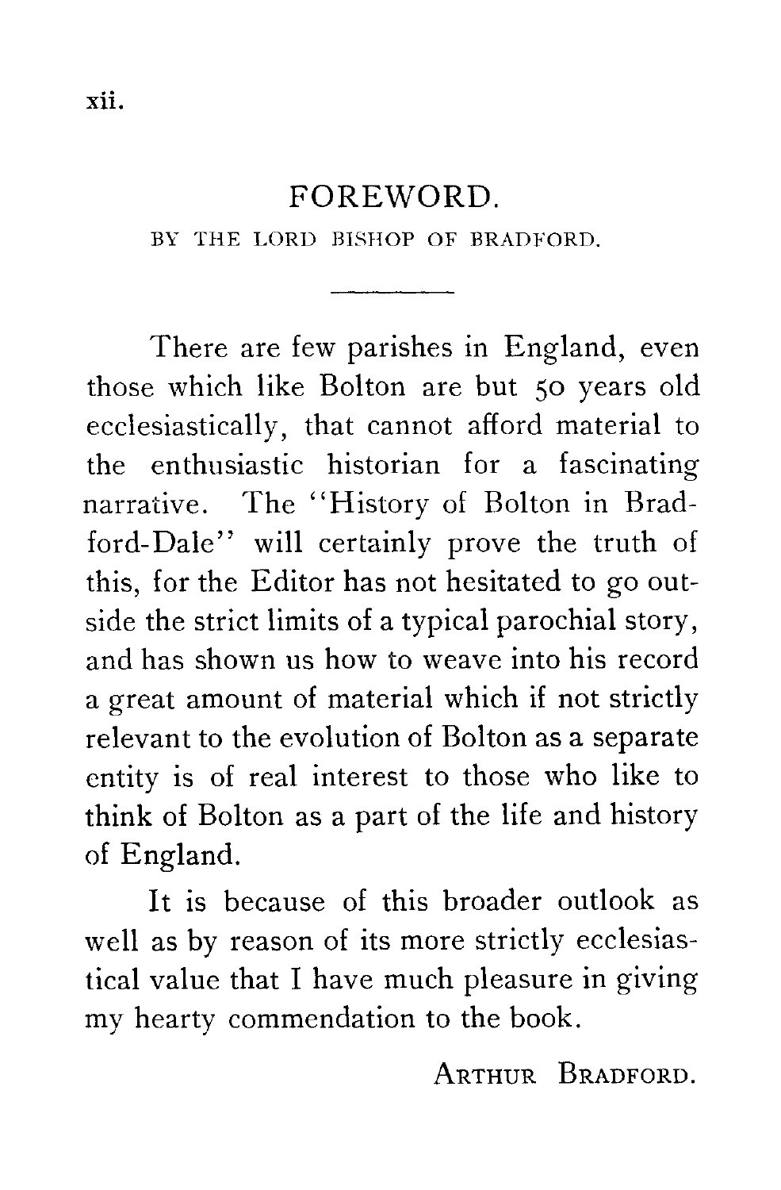# FOREWORD.

BY THE LORD BISHOP OF BRADFORD.

There are few parishes in England, even those which like Bolton are but 50 years old ecclesiastically, that cannot afford material to the enthusiastic historian for a fascinating narrative. The "History of Bolton in Bradford-Dale" will certainly prove the truth of this, for the Editor has not hesitated to go outside the strict limits of a typical parochial story, and has shown us how to weave into his record a great amount of material which if not strictly relevant to the evolution of Bolton as a separate entity is of real interest to those who like to think of Bolton as a part of the life and history of England.

It is because of this broader outlook as well as by reason of its more strictly ecclesiastical value that I have much pleasure in giving my hearty commendation to the book.

ARTHUR BRADFORD.